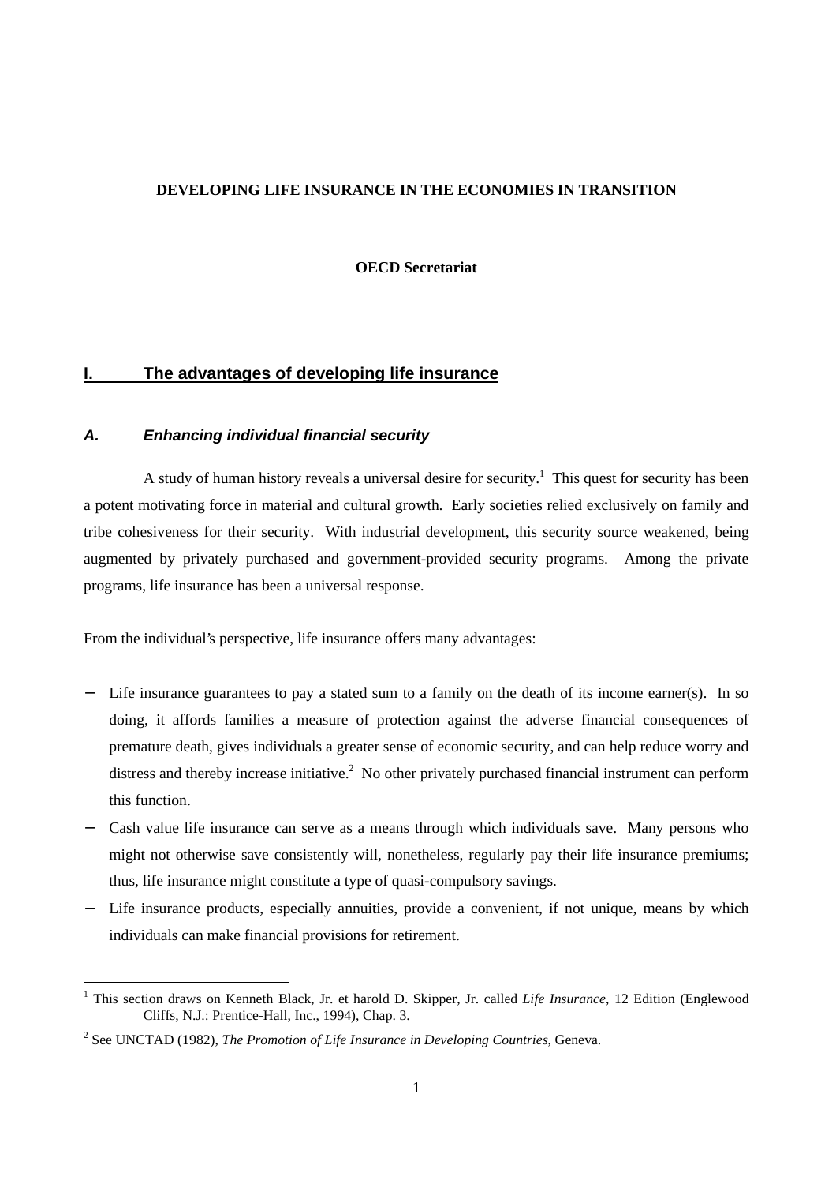**DEVELOPING LIFE INSURANCE IN THE ECONOMIES IN TRANSITION**

**OECD Secretariat**

## I. The advantages of developing life insurance

### *A. Enhancing individual financial security*

A study of human history reveals a universal desire for security.[1] This quest for security has been a potent motivating force in material and cultural growth. Early societies relied exclusively on family and tribe cohesiveness for their security. With industrial development, this security source weakened, being augmented by privately purchased and government-provided security programs. Among the private programs, life insurance has been a universal response.

From the individual's perspective, life insurance offers many advantages:

- Life insurance guarantees to pay a stated sum to a family on the death of its income earner(s). In so doing, it affords families a measure of protection against the adverse financial consequences of premature death, gives individuals a greater sense of economic security, and can help reduce worry and distress and thereby increase initiative.[2] No other privately purchased financial instrument can perform this function.
- Cash value life insurance can serve as a means through which individuals save. Many persons who might not otherwise save consistently will, nonetheless, regularly pay their life insurance premiums; thus, life insurance might constitute a type of quasi-compulsory savings.
- Life insurance products, especially annuities, provide a convenient, if not unique, means by which individuals can make financial provisions for retirement.

---

[1] This section draws on Kenneth Black, Jr. et harold D. Skipper, Jr. called *Life Insurance*, 12 Edition (Englewood Cliffs, N.J.: Prentice-Hall, Inc., 1994), Chap. 3.

[2] See UNCTAD (1982), *The Promotion of Life Insurance in Developing Countries*, Geneva.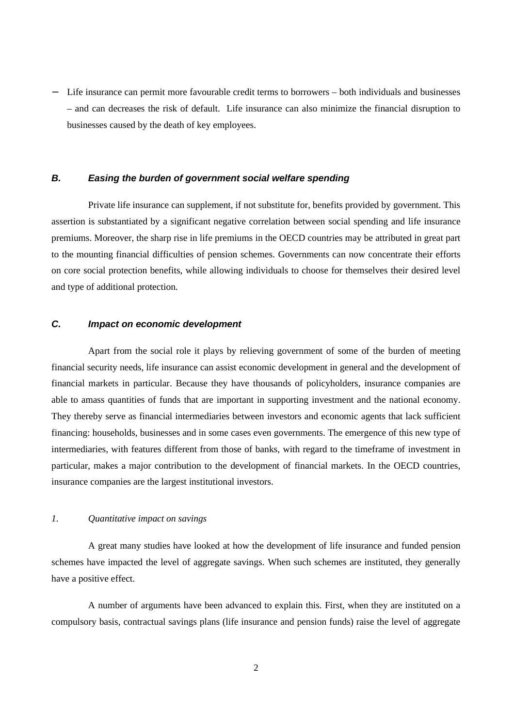- Life insurance can permit more favourable credit terms to borrowers – both individuals and businesses – and can decreases the risk of default. Life insurance can also minimize the financial disruption to businesses caused by the death of key employees.

### *B. Easing the burden of government social welfare spending*

Private life insurance can supplement, if not substitute for, benefits provided by government. This assertion is substantiated by a significant negative correlation between social spending and life insurance premiums. Moreover, the sharp rise in life premiums in the OECD countries may be attributed in great part to the mounting financial difficulties of pension schemes. Governments can now concentrate their efforts on core social protection benefits, while allowing individuals to choose for themselves their desired level and type of additional protection.

### *C. Impact on economic development*

Apart from the social role it plays by relieving government of some of the burden of meeting financial security needs, life insurance can assist economic development in general and the development of financial markets in particular. Because they have thousands of policyholders, insurance companies are able to amass quantities of funds that are important in supporting investment and the national economy. They thereby serve as financial intermediaries between investors and economic agents that lack sufficient financing: households, businesses and in some cases even governments. The emergence of this new type of intermediaries, with features different from those of banks, with regard to the timeframe of investment in particular, makes a major contribution to the development of financial markets. In the OECD countries, insurance companies are the largest institutional investors.

#### *1. Quantitative impact on savings*

A great many studies have looked at how the development of life insurance and funded pension schemes have impacted the level of aggregate savings. When such schemes are instituted, they generally have a positive effect.

A number of arguments have been advanced to explain this. First, when they are instituted on a compulsory basis, contractual savings plans (life insurance and pension funds) raise the level of aggregate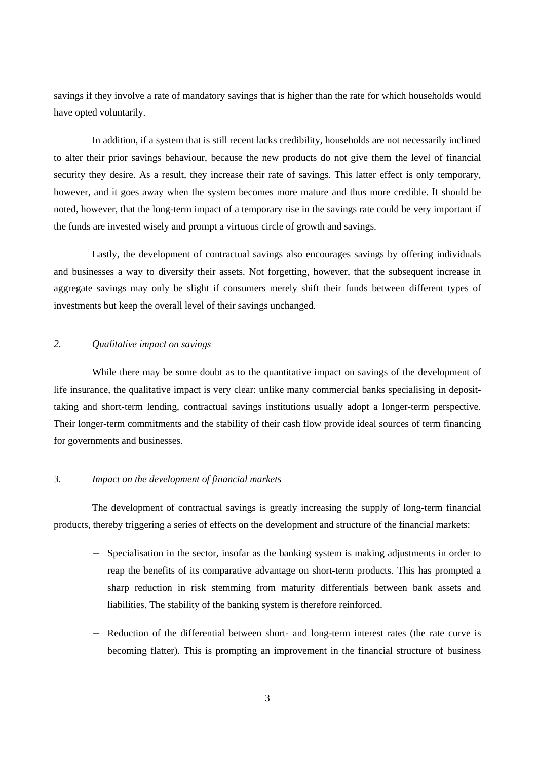savings if they involve a rate of mandatory savings that is higher than the rate for which households would have opted voluntarily.

In addition, if a system that is still recent lacks credibility, households are not necessarily inclined to alter their prior savings behaviour, because the new products do not give them the level of financial security they desire. As a result, they increase their rate of savings. This latter effect is only temporary, however, and it goes away when the system becomes more mature and thus more credible. It should be noted, however, that the long-term impact of a temporary rise in the savings rate could be very important if the funds are invested wisely and prompt a virtuous circle of growth and savings.

Lastly, the development of contractual savings also encourages savings by offering individuals and businesses a way to diversify their assets. Not forgetting, however, that the subsequent increase in aggregate savings may only be slight if consumers merely shift their funds between different types of investments but keep the overall level of their savings unchanged.

### *2. Qualitative impact on savings*

While there may be some doubt as to the quantitative impact on savings of the development of life insurance, the qualitative impact is very clear: unlike many commercial banks specialising in deposit-taking and short-term lending, contractual savings institutions usually adopt a longer-term perspective. Their longer-term commitments and the stability of their cash flow provide ideal sources of term financing for governments and businesses.

### *3. Impact on the development of financial markets*

The development of contractual savings is greatly increasing the supply of long-term financial products, thereby triggering a series of effects on the development and structure of the financial markets:

- Specialisation in the sector, insofar as the banking system is making adjustments in order to reap the benefits of its comparative advantage on short-term products. This has prompted a sharp reduction in risk stemming from maturity differentials between bank assets and liabilities. The stability of the banking system is therefore reinforced.

- Reduction of the differential between short- and long-term interest rates (the rate curve is becoming flatter). This is prompting an improvement in the financial structure of business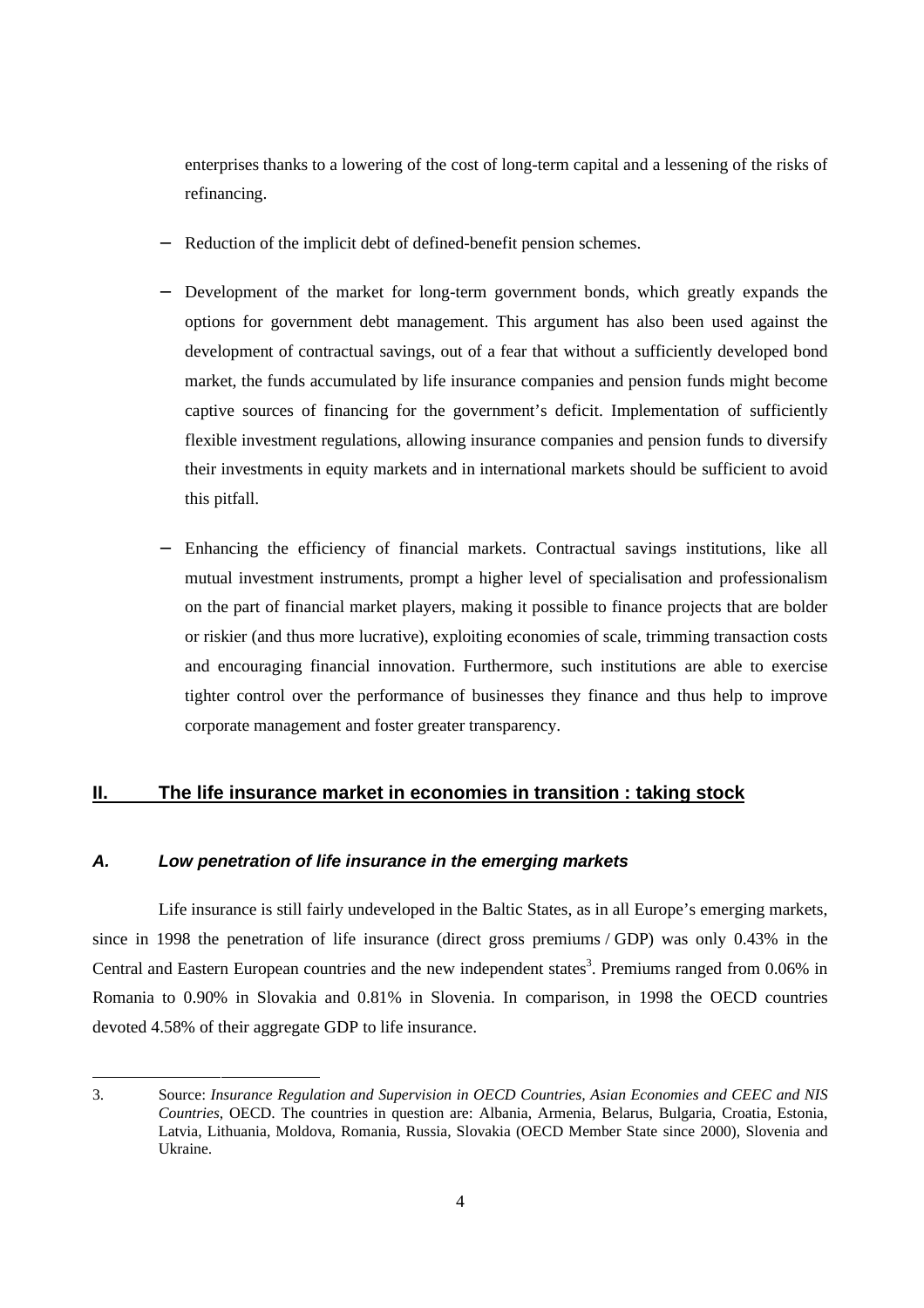enterprises thanks to a lowering of the cost of long-term capital and a lessening of the risks of refinancing.

- Reduction of the implicit debt of defined-benefit pension schemes.

- Development of the market for long-term government bonds, which greatly expands the options for government debt management. This argument has also been used against the development of contractual savings, out of a fear that without a sufficiently developed bond market, the funds accumulated by life insurance companies and pension funds might become captive sources of financing for the government's deficit. Implementation of sufficiently flexible investment regulations, allowing insurance companies and pension funds to diversify their investments in equity markets and in international markets should be sufficient to avoid this pitfall.

- Enhancing the efficiency of financial markets. Contractual savings institutions, like all mutual investment instruments, prompt a higher level of specialisation and professionalism on the part of financial market players, making it possible to finance projects that are bolder or riskier (and thus more lucrative), exploiting economies of scale, trimming transaction costs and encouraging financial innovation. Furthermore, such institutions are able to exercise tighter control over the performance of businesses they finance and thus help to improve corporate management and foster greater transparency.

## II. The life insurance market in economies in transition : taking stock

### *A. Low penetration of life insurance in the emerging markets*

Life insurance is still fairly undeveloped in the Baltic States, as in all Europe's emerging markets, since in 1998 the penetration of life insurance (direct gross premiums / GDP) was only 0.43% in the Central and Eastern European countries and the new independent states[3]. Premiums ranged from 0.06% in Romania to 0.90% in Slovakia and 0.81% in Slovenia. In comparison, in 1998 the OECD countries devoted 4.58% of their aggregate GDP to life insurance.

---

3. Source: *Insurance Regulation and Supervision in OECD Countries, Asian Economies and CEEC and NIS Countries*, OECD. The countries in question are: Albania, Armenia, Belarus, Bulgaria, Croatia, Estonia, Latvia, Lithuania, Moldova, Romania, Russia, Slovakia (OECD Member State since 2000), Slovenia and Ukraine.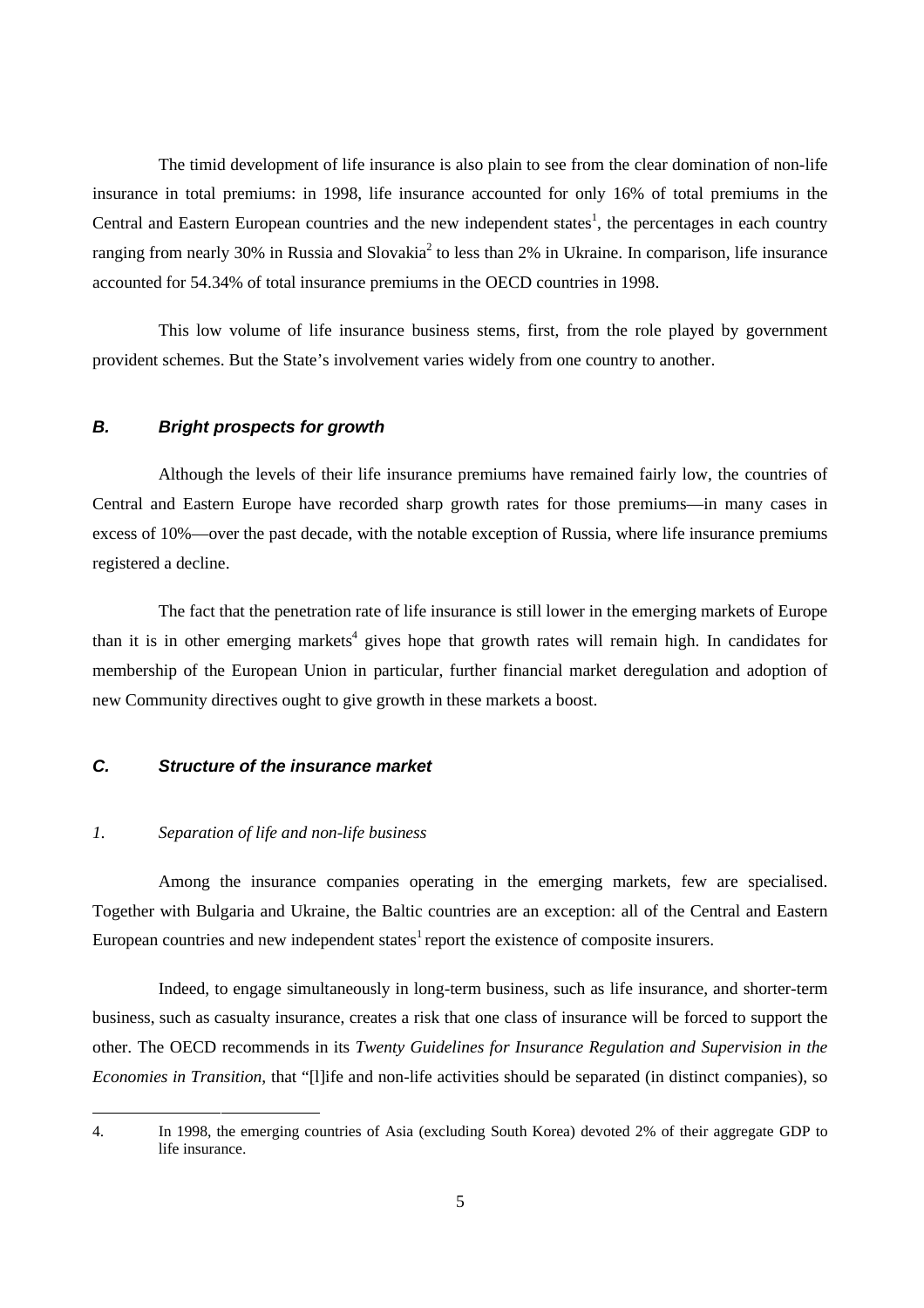The timid development of life insurance is also plain to see from the clear domination of non-life insurance in total premiums: in 1998, life insurance accounted for only 16% of total premiums in the Central and Eastern European countries and the new independent states[1], the percentages in each country ranging from nearly 30% in Russia and Slovakia[2] to less than 2% in Ukraine. In comparison, life insurance accounted for 54.34% of total insurance premiums in the OECD countries in 1998.

This low volume of life insurance business stems, first, from the role played by government provident schemes. But the State's involvement varies widely from one country to another.

### *B. Bright prospects for growth*

Although the levels of their life insurance premiums have remained fairly low, the countries of Central and Eastern Europe have recorded sharp growth rates for those premiums—in many cases in excess of 10%—over the past decade, with the notable exception of Russia, where life insurance premiums registered a decline.

The fact that the penetration rate of life insurance is still lower in the emerging markets of Europe than it is in other emerging markets[4] gives hope that growth rates will remain high. In candidates for membership of the European Union in particular, further financial market deregulation and adoption of new Community directives ought to give growth in these markets a boost.

### *C. Structure of the insurance market*

#### *1. Separation of life and non-life business*

Among the insurance companies operating in the emerging markets, few are specialised. Together with Bulgaria and Ukraine, the Baltic countries are an exception: all of the Central and Eastern European countries and new independent states[1] report the existence of composite insurers.

Indeed, to engage simultaneously in long-term business, such as life insurance, and shorter-term business, such as casualty insurance, creates a risk that one class of insurance will be forced to support the other. The OECD recommends in its *Twenty Guidelines for Insurance Regulation and Supervision in the Economies in Transition*, that "[l]ife and non-life activities should be separated (in distinct companies), so

---

4. In 1998, the emerging countries of Asia (excluding South Korea) devoted 2% of their aggregate GDP to life insurance.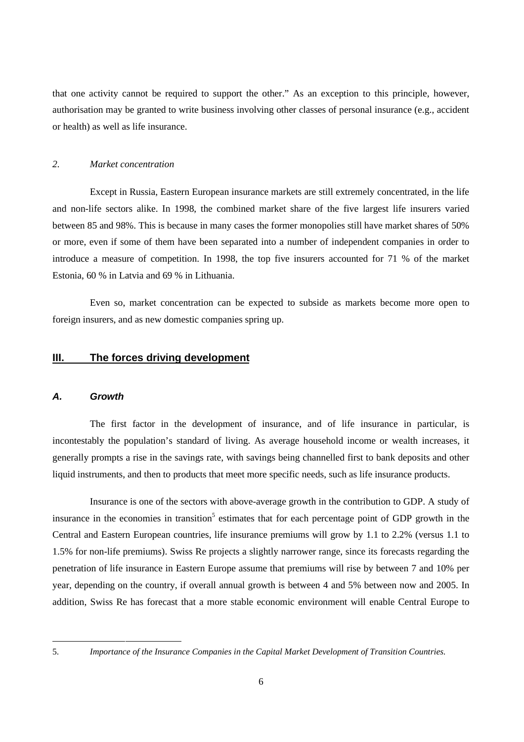that one activity cannot be required to support the other." As an exception to this principle, however, authorisation may be granted to write business involving other classes of personal insurance (e.g., accident or health) as well as life insurance.

### *2. Market concentration*

Except in Russia, Eastern European insurance markets are still extremely concentrated, in the life and non-life sectors alike. In 1998, the combined market share of the five largest life insurers varied between 85 and 98%. This is because in many cases the former monopolies still have market shares of 50% or more, even if some of them have been separated into a number of independent companies in order to introduce a measure of competition. In 1998, the top five insurers accounted for 71 % of the market Estonia, 60 % in Latvia and 69 % in Lithuania.

Even so, market concentration can be expected to subside as markets become more open to foreign insurers, and as new domestic companies spring up.

## III. The forces driving development

### *A. Growth*

The first factor in the development of insurance, and of life insurance in particular, is incontestably the population's standard of living. As average household income or wealth increases, it generally prompts a rise in the savings rate, with savings being channelled first to bank deposits and other liquid instruments, and then to products that meet more specific needs, such as life insurance products.

Insurance is one of the sectors with above-average growth in the contribution to GDP. A study of insurance in the economies in transition[5] estimates that for each percentage point of GDP growth in the Central and Eastern European countries, life insurance premiums will grow by 1.1 to 2.2% (versus 1.1 to 1.5% for non-life premiums). Swiss Re projects a slightly narrower range, since its forecasts regarding the penetration of life insurance in Eastern Europe assume that premiums will rise by between 7 and 10% per year, depending on the country, if overall annual growth is between 4 and 5% between now and 2005. In addition, Swiss Re has forecast that a more stable economic environment will enable Central Europe to

5. *Importance of the Insurance Companies in the Capital Market Development of Transition Countries.*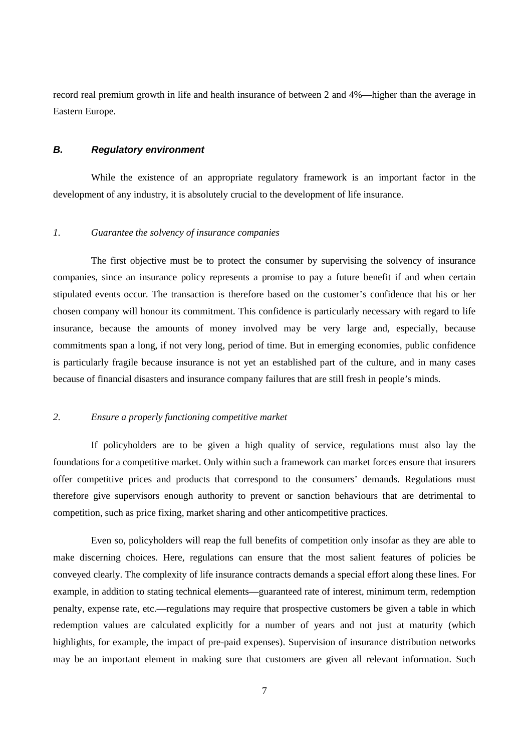record real premium growth in life and health insurance of between 2 and 4%—higher than the average in Eastern Europe.

### *B. Regulatory environment*

While the existence of an appropriate regulatory framework is an important factor in the development of any industry, it is absolutely crucial to the development of life insurance.

#### *1. Guarantee the solvency of insurance companies*

The first objective must be to protect the consumer by supervising the solvency of insurance companies, since an insurance policy represents a promise to pay a future benefit if and when certain stipulated events occur. The transaction is therefore based on the customer's confidence that his or her chosen company will honour its commitment. This confidence is particularly necessary with regard to life insurance, because the amounts of money involved may be very large and, especially, because commitments span a long, if not very long, period of time. But in emerging economies, public confidence is particularly fragile because insurance is not yet an established part of the culture, and in many cases because of financial disasters and insurance company failures that are still fresh in people's minds.

#### *2. Ensure a properly functioning competitive market*

If policyholders are to be given a high quality of service, regulations must also lay the foundations for a competitive market. Only within such a framework can market forces ensure that insurers offer competitive prices and products that correspond to the consumers' demands. Regulations must therefore give supervisors enough authority to prevent or sanction behaviours that are detrimental to competition, such as price fixing, market sharing and other anticompetitive practices.

Even so, policyholders will reap the full benefits of competition only insofar as they are able to make discerning choices. Here, regulations can ensure that the most salient features of policies be conveyed clearly. The complexity of life insurance contracts demands a special effort along these lines. For example, in addition to stating technical elements—guaranteed rate of interest, minimum term, redemption penalty, expense rate, etc.—regulations may require that prospective customers be given a table in which redemption values are calculated explicitly for a number of years and not just at maturity (which highlights, for example, the impact of pre-paid expenses). Supervision of insurance distribution networks may be an important element in making sure that customers are given all relevant information. Such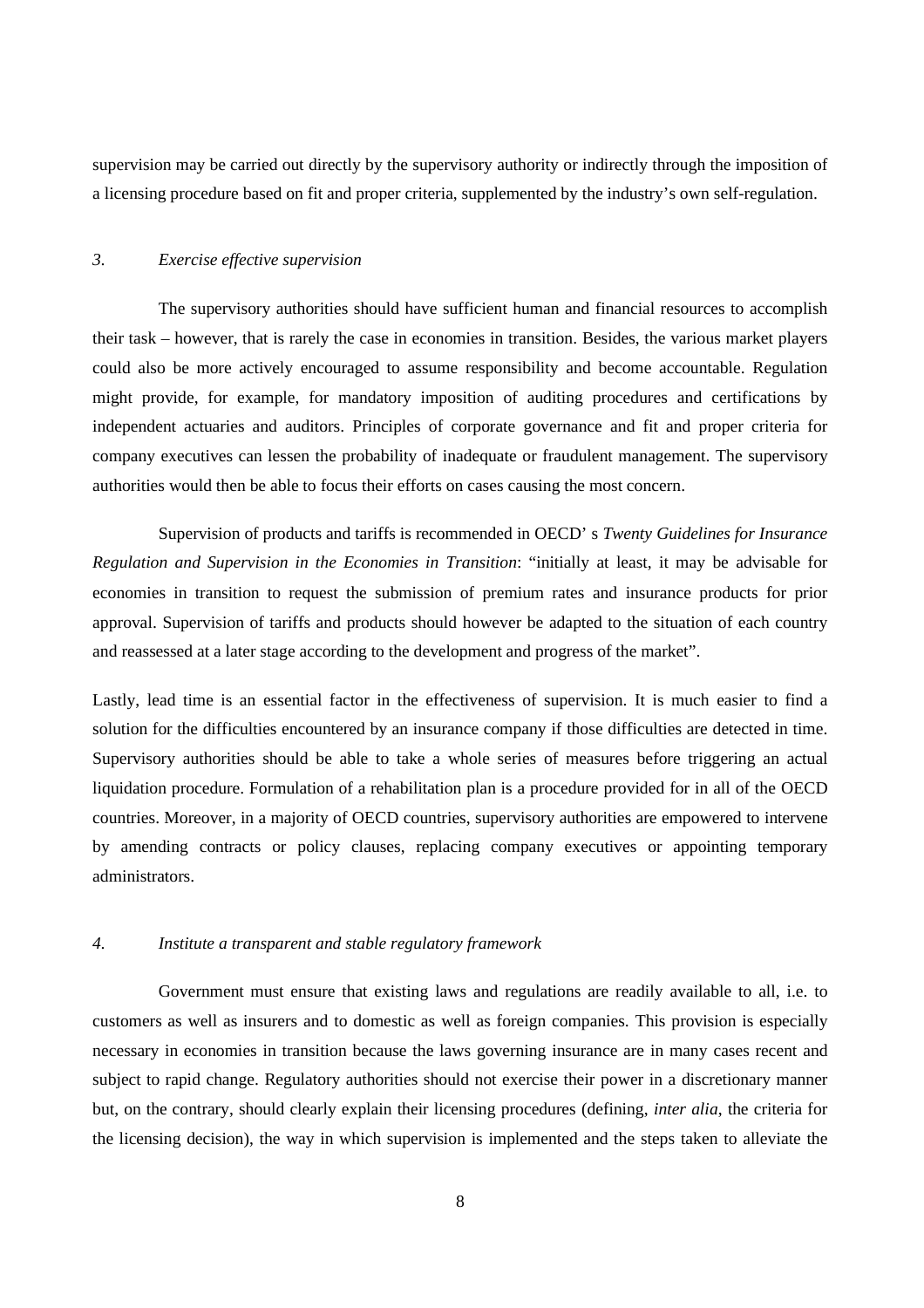supervision may be carried out directly by the supervisory authority or indirectly through the imposition of a licensing procedure based on fit and proper criteria, supplemented by the industry's own self-regulation.

### *3. Exercise effective supervision*

The supervisory authorities should have sufficient human and financial resources to accomplish their task – however, that is rarely the case in economies in transition. Besides, the various market players could also be more actively encouraged to assume responsibility and become accountable. Regulation might provide, for example, for mandatory imposition of auditing procedures and certifications by independent actuaries and auditors. Principles of corporate governance and fit and proper criteria for company executives can lessen the probability of inadequate or fraudulent management. The supervisory authorities would then be able to focus their efforts on cases causing the most concern.

Supervision of products and tariffs is recommended in OECD' s *Twenty Guidelines for Insurance Regulation and Supervision in the Economies in Transition*: "initially at least, it may be advisable for economies in transition to request the submission of premium rates and insurance products for prior approval. Supervision of tariffs and products should however be adapted to the situation of each country and reassessed at a later stage according to the development and progress of the market".

Lastly, lead time is an essential factor in the effectiveness of supervision. It is much easier to find a solution for the difficulties encountered by an insurance company if those difficulties are detected in time. Supervisory authorities should be able to take a whole series of measures before triggering an actual liquidation procedure. Formulation of a rehabilitation plan is a procedure provided for in all of the OECD countries. Moreover, in a majority of OECD countries, supervisory authorities are empowered to intervene by amending contracts or policy clauses, replacing company executives or appointing temporary administrators.

### *4. Institute a transparent and stable regulatory framework*

Government must ensure that existing laws and regulations are readily available to all, i.e. to customers as well as insurers and to domestic as well as foreign companies. This provision is especially necessary in economies in transition because the laws governing insurance are in many cases recent and subject to rapid change. Regulatory authorities should not exercise their power in a discretionary manner but, on the contrary, should clearly explain their licensing procedures (defining, *inter alia*, the criteria for the licensing decision), the way in which supervision is implemented and the steps taken to alleviate the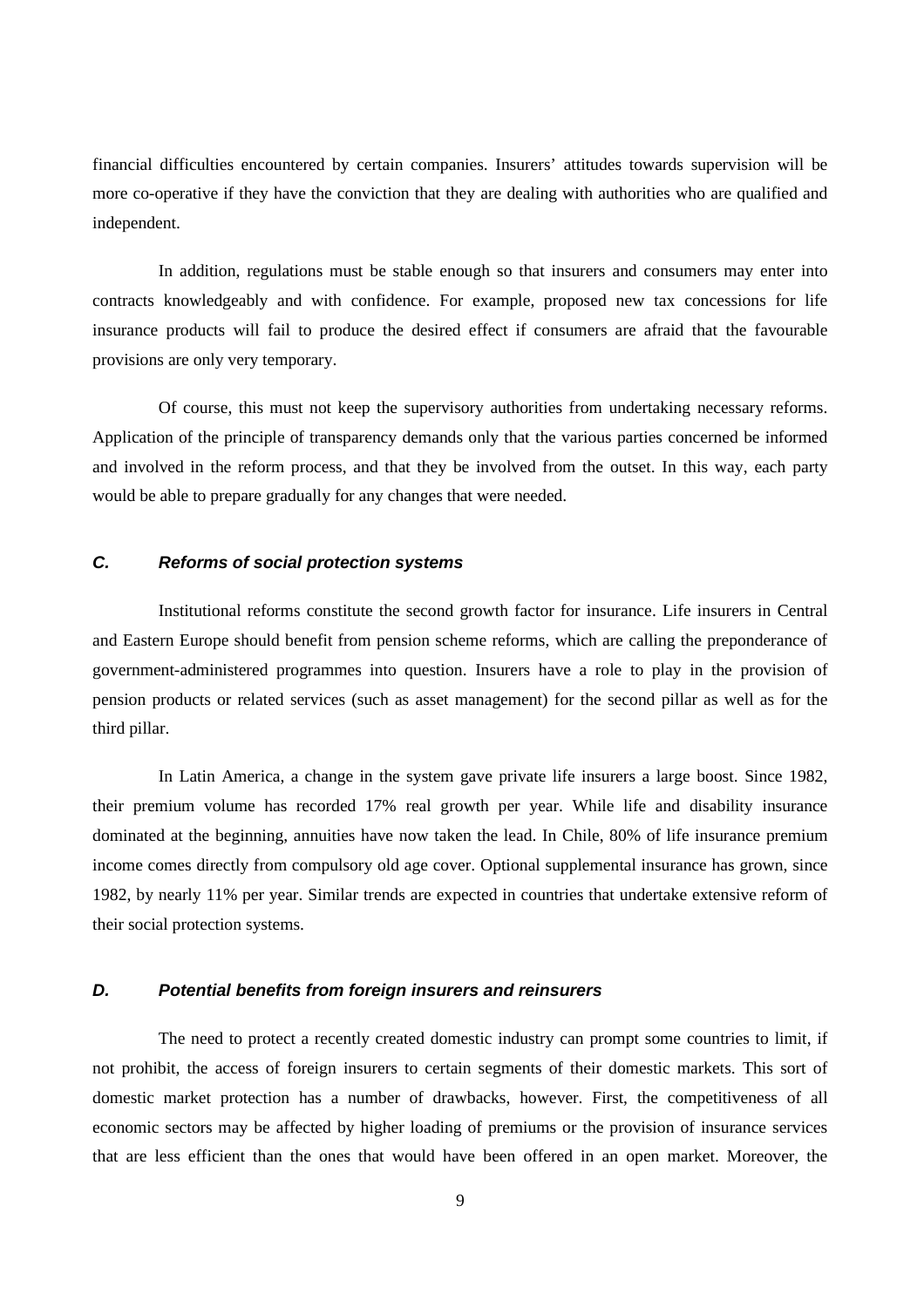financial difficulties encountered by certain companies. Insurers' attitudes towards supervision will be more co-operative if they have the conviction that they are dealing with authorities who are qualified and independent.

In addition, regulations must be stable enough so that insurers and consumers may enter into contracts knowledgeably and with confidence. For example, proposed new tax concessions for life insurance products will fail to produce the desired effect if consumers are afraid that the favourable provisions are only very temporary.

Of course, this must not keep the supervisory authorities from undertaking necessary reforms. Application of the principle of transparency demands only that the various parties concerned be informed and involved in the reform process, and that they be involved from the outset. In this way, each party would be able to prepare gradually for any changes that were needed.

### *C. Reforms of social protection systems*

Institutional reforms constitute the second growth factor for insurance. Life insurers in Central and Eastern Europe should benefit from pension scheme reforms, which are calling the preponderance of government-administered programmes into question. Insurers have a role to play in the provision of pension products or related services (such as asset management) for the second pillar as well as for the third pillar.

In Latin America, a change in the system gave private life insurers a large boost. Since 1982, their premium volume has recorded 17% real growth per year. While life and disability insurance dominated at the beginning, annuities have now taken the lead. In Chile, 80% of life insurance premium income comes directly from compulsory old age cover. Optional supplemental insurance has grown, since 1982, by nearly 11% per year. Similar trends are expected in countries that undertake extensive reform of their social protection systems.

### *D. Potential benefits from foreign insurers and reinsurers*

The need to protect a recently created domestic industry can prompt some countries to limit, if not prohibit, the access of foreign insurers to certain segments of their domestic markets. This sort of domestic market protection has a number of drawbacks, however. First, the competitiveness of all economic sectors may be affected by higher loading of premiums or the provision of insurance services that are less efficient than the ones that would have been offered in an open market. Moreover, the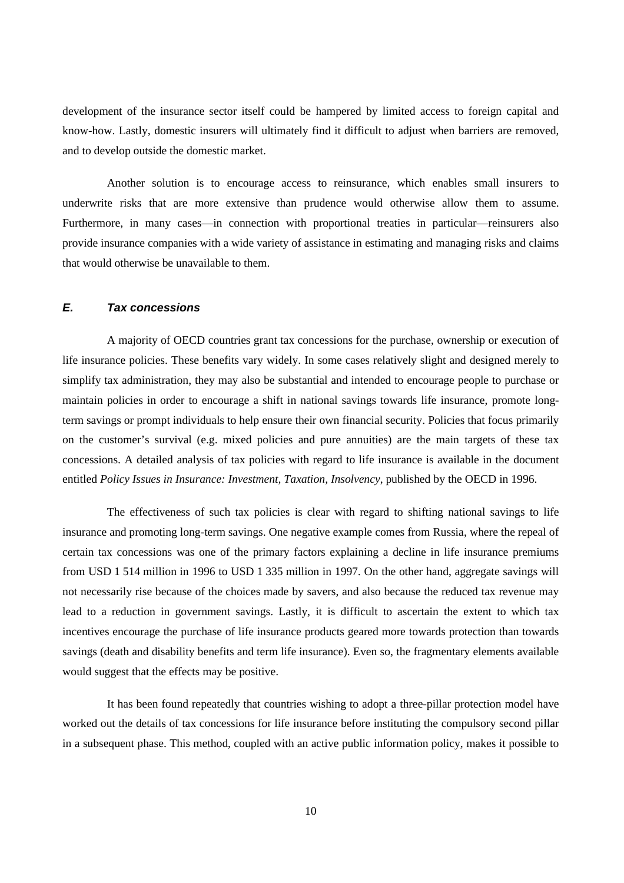development of the insurance sector itself could be hampered by limited access to foreign capital and know-how. Lastly, domestic insurers will ultimately find it difficult to adjust when barriers are removed, and to develop outside the domestic market.

Another solution is to encourage access to reinsurance, which enables small insurers to underwrite risks that are more extensive than prudence would otherwise allow them to assume. Furthermore, in many cases—in connection with proportional treaties in particular—reinsurers also provide insurance companies with a wide variety of assistance in estimating and managing risks and claims that would otherwise be unavailable to them.

### *E. Tax concessions*

A majority of OECD countries grant tax concessions for the purchase, ownership or execution of life insurance policies. These benefits vary widely. In some cases relatively slight and designed merely to simplify tax administration, they may also be substantial and intended to encourage people to purchase or maintain policies in order to encourage a shift in national savings towards life insurance, promote long-term savings or prompt individuals to help ensure their own financial security. Policies that focus primarily on the customer's survival (e.g. mixed policies and pure annuities) are the main targets of these tax concessions. A detailed analysis of tax policies with regard to life insurance is available in the document entitled *Policy Issues in Insurance: Investment, Taxation, Insolvency*, published by the OECD in 1996.

The effectiveness of such tax policies is clear with regard to shifting national savings to life insurance and promoting long-term savings. One negative example comes from Russia, where the repeal of certain tax concessions was one of the primary factors explaining a decline in life insurance premiums from USD 1 514 million in 1996 to USD 1 335 million in 1997. On the other hand, aggregate savings will not necessarily rise because of the choices made by savers, and also because the reduced tax revenue may lead to a reduction in government savings. Lastly, it is difficult to ascertain the extent to which tax incentives encourage the purchase of life insurance products geared more towards protection than towards savings (death and disability benefits and term life insurance). Even so, the fragmentary elements available would suggest that the effects may be positive.

It has been found repeatedly that countries wishing to adopt a three-pillar protection model have worked out the details of tax concessions for life insurance before instituting the compulsory second pillar in a subsequent phase. This method, coupled with an active public information policy, makes it possible to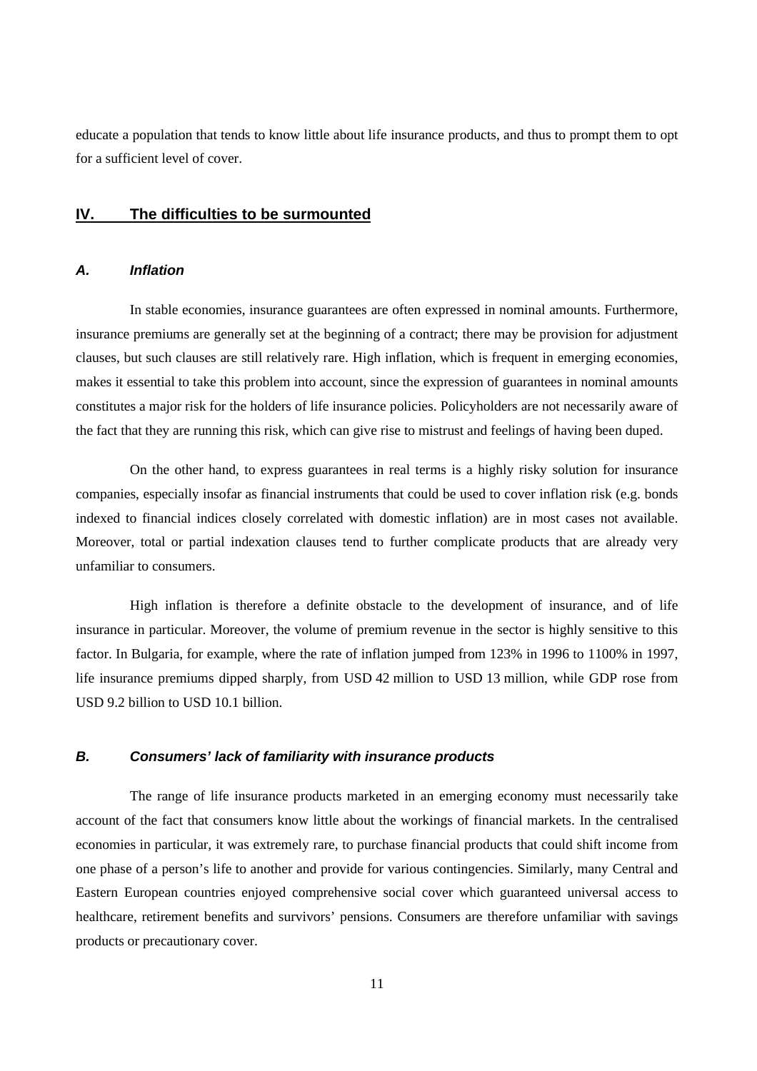educate a population that tends to know little about life insurance products, and thus to prompt them to opt for a sufficient level of cover.

## IV. The difficulties to be surmounted

### *A. Inflation*

In stable economies, insurance guarantees are often expressed in nominal amounts. Furthermore, insurance premiums are generally set at the beginning of a contract; there may be provision for adjustment clauses, but such clauses are still relatively rare. High inflation, which is frequent in emerging economies, makes it essential to take this problem into account, since the expression of guarantees in nominal amounts constitutes a major risk for the holders of life insurance policies. Policyholders are not necessarily aware of the fact that they are running this risk, which can give rise to mistrust and feelings of having been duped.

On the other hand, to express guarantees in real terms is a highly risky solution for insurance companies, especially insofar as financial instruments that could be used to cover inflation risk (e.g. bonds indexed to financial indices closely correlated with domestic inflation) are in most cases not available. Moreover, total or partial indexation clauses tend to further complicate products that are already very unfamiliar to consumers.

High inflation is therefore a definite obstacle to the development of insurance, and of life insurance in particular. Moreover, the volume of premium revenue in the sector is highly sensitive to this factor. In Bulgaria, for example, where the rate of inflation jumped from 123% in 1996 to 1100% in 1997, life insurance premiums dipped sharply, from USD 42 million to USD 13 million, while GDP rose from USD 9.2 billion to USD 10.1 billion.

### *B. Consumers' lack of familiarity with insurance products*

The range of life insurance products marketed in an emerging economy must necessarily take account of the fact that consumers know little about the workings of financial markets. In the centralised economies in particular, it was extremely rare, to purchase financial products that could shift income from one phase of a person's life to another and provide for various contingencies. Similarly, many Central and Eastern European countries enjoyed comprehensive social cover which guaranteed universal access to healthcare, retirement benefits and survivors' pensions. Consumers are therefore unfamiliar with savings products or precautionary cover.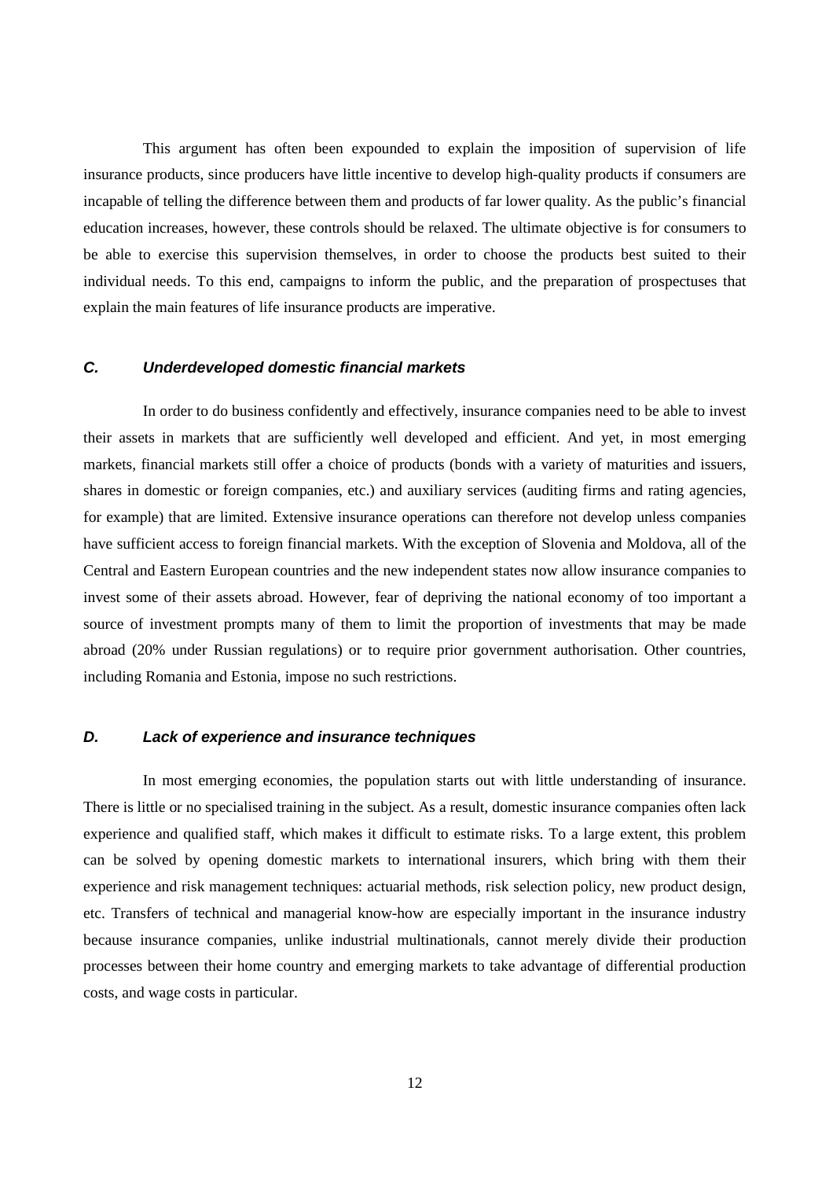This argument has often been expounded to explain the imposition of supervision of life insurance products, since producers have little incentive to develop high-quality products if consumers are incapable of telling the difference between them and products of far lower quality. As the public's financial education increases, however, these controls should be relaxed. The ultimate objective is for consumers to be able to exercise this supervision themselves, in order to choose the products best suited to their individual needs. To this end, campaigns to inform the public, and the preparation of prospectuses that explain the main features of life insurance products are imperative.

### *C. Underdeveloped domestic financial markets*

In order to do business confidently and effectively, insurance companies need to be able to invest their assets in markets that are sufficiently well developed and efficient. And yet, in most emerging markets, financial markets still offer a choice of products (bonds with a variety of maturities and issuers, shares in domestic or foreign companies, etc.) and auxiliary services (auditing firms and rating agencies, for example) that are limited. Extensive insurance operations can therefore not develop unless companies have sufficient access to foreign financial markets. With the exception of Slovenia and Moldova, all of the Central and Eastern European countries and the new independent states now allow insurance companies to invest some of their assets abroad. However, fear of depriving the national economy of too important a source of investment prompts many of them to limit the proportion of investments that may be made abroad (20% under Russian regulations) or to require prior government authorisation. Other countries, including Romania and Estonia, impose no such restrictions.

### *D. Lack of experience and insurance techniques*

In most emerging economies, the population starts out with little understanding of insurance. There is little or no specialised training in the subject. As a result, domestic insurance companies often lack experience and qualified staff, which makes it difficult to estimate risks. To a large extent, this problem can be solved by opening domestic markets to international insurers, which bring with them their experience and risk management techniques: actuarial methods, risk selection policy, new product design, etc. Transfers of technical and managerial know-how are especially important in the insurance industry because insurance companies, unlike industrial multinationals, cannot merely divide their production processes between their home country and emerging markets to take advantage of differential production costs, and wage costs in particular.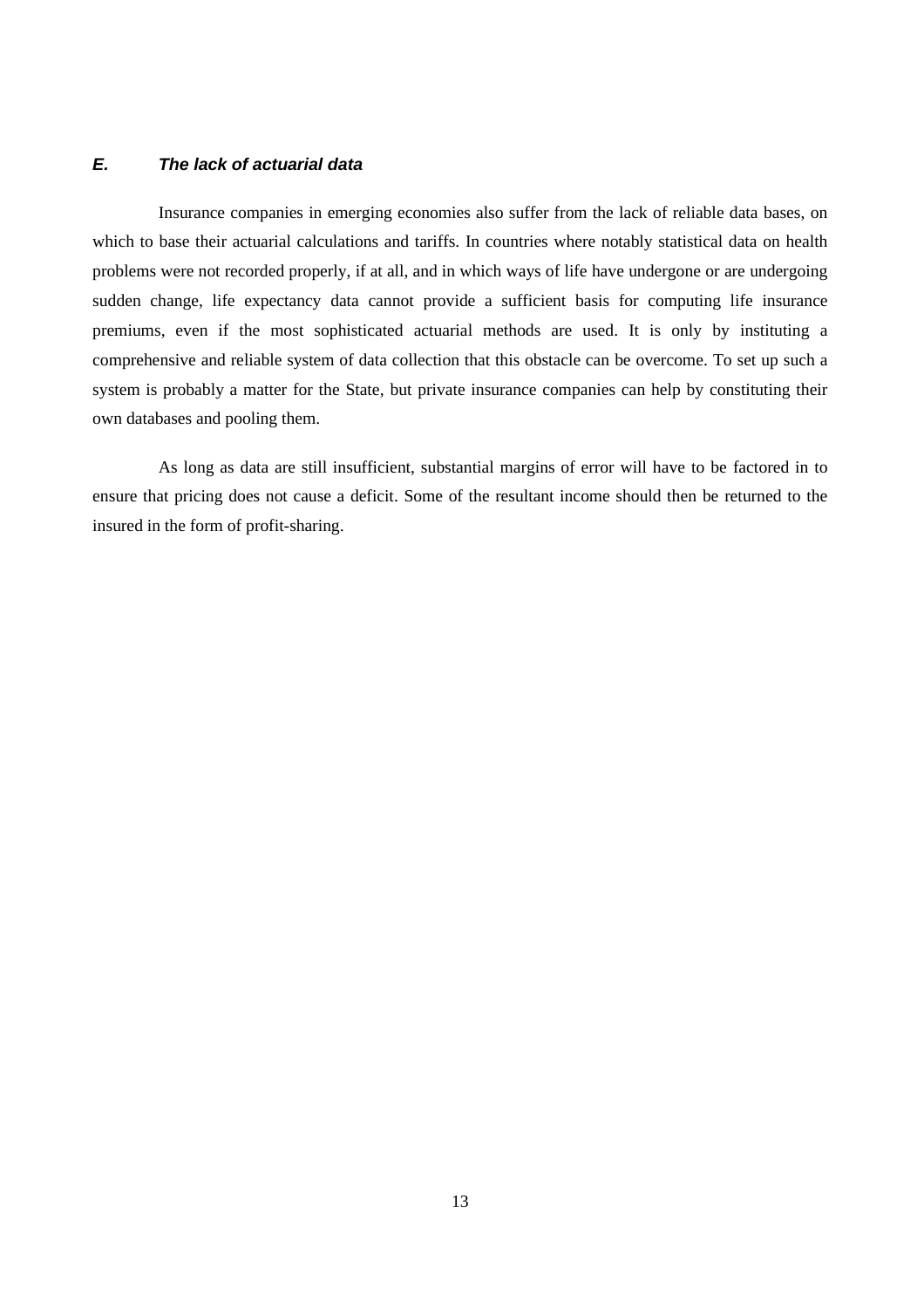### *E. The lack of actuarial data*

Insurance companies in emerging economies also suffer from the lack of reliable data bases, on which to base their actuarial calculations and tariffs. In countries where notably statistical data on health problems were not recorded properly, if at all, and in which ways of life have undergone or are undergoing sudden change, life expectancy data cannot provide a sufficient basis for computing life insurance premiums, even if the most sophisticated actuarial methods are used. It is only by instituting a comprehensive and reliable system of data collection that this obstacle can be overcome. To set up such a system is probably a matter for the State, but private insurance companies can help by constituting their own databases and pooling them.

As long as data are still insufficient, substantial margins of error will have to be factored in to ensure that pricing does not cause a deficit. Some of the resultant income should then be returned to the insured in the form of profit-sharing.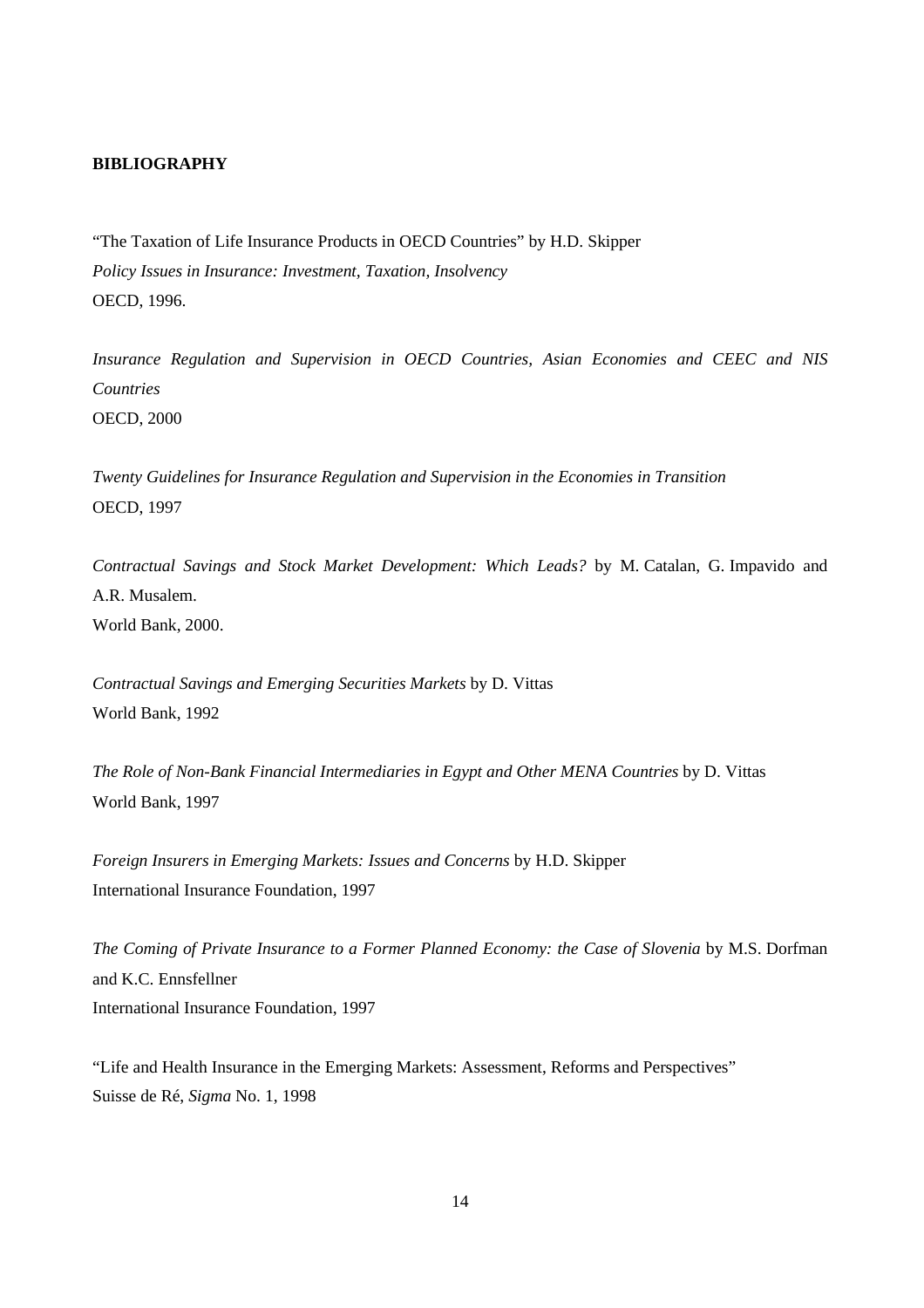**BIBLIOGRAPHY**

"The Taxation of Life Insurance Products in OECD Countries" by H.D. Skipper
*Policy Issues in Insurance: Investment, Taxation, Insolvency*
OECD, 1996.

*Insurance Regulation and Supervision in OECD Countries, Asian Economies and CEEC and NIS Countries*
OECD, 2000

*Twenty Guidelines for Insurance Regulation and Supervision in the Economies in Transition*
OECD, 1997

*Contractual Savings and Stock Market Development: Which Leads?* by M. Catalan, G. Impavido and A.R. Musalem.
World Bank, 2000.

*Contractual Savings and Emerging Securities Markets* by D. Vittas
World Bank, 1992

*The Role of Non-Bank Financial Intermediaries in Egypt and Other MENA Countries* by D. Vittas
World Bank, 1997

*Foreign Insurers in Emerging Markets: Issues and Concerns* by H.D. Skipper
International Insurance Foundation, 1997

*The Coming of Private Insurance to a Former Planned Economy: the Case of Slovenia* by M.S. Dorfman and K.C. Ennsfellner
International Insurance Foundation, 1997

"Life and Health Insurance in the Emerging Markets: Assessment, Reforms and Perspectives"
Suisse de Ré, *Sigma* No. 1, 1998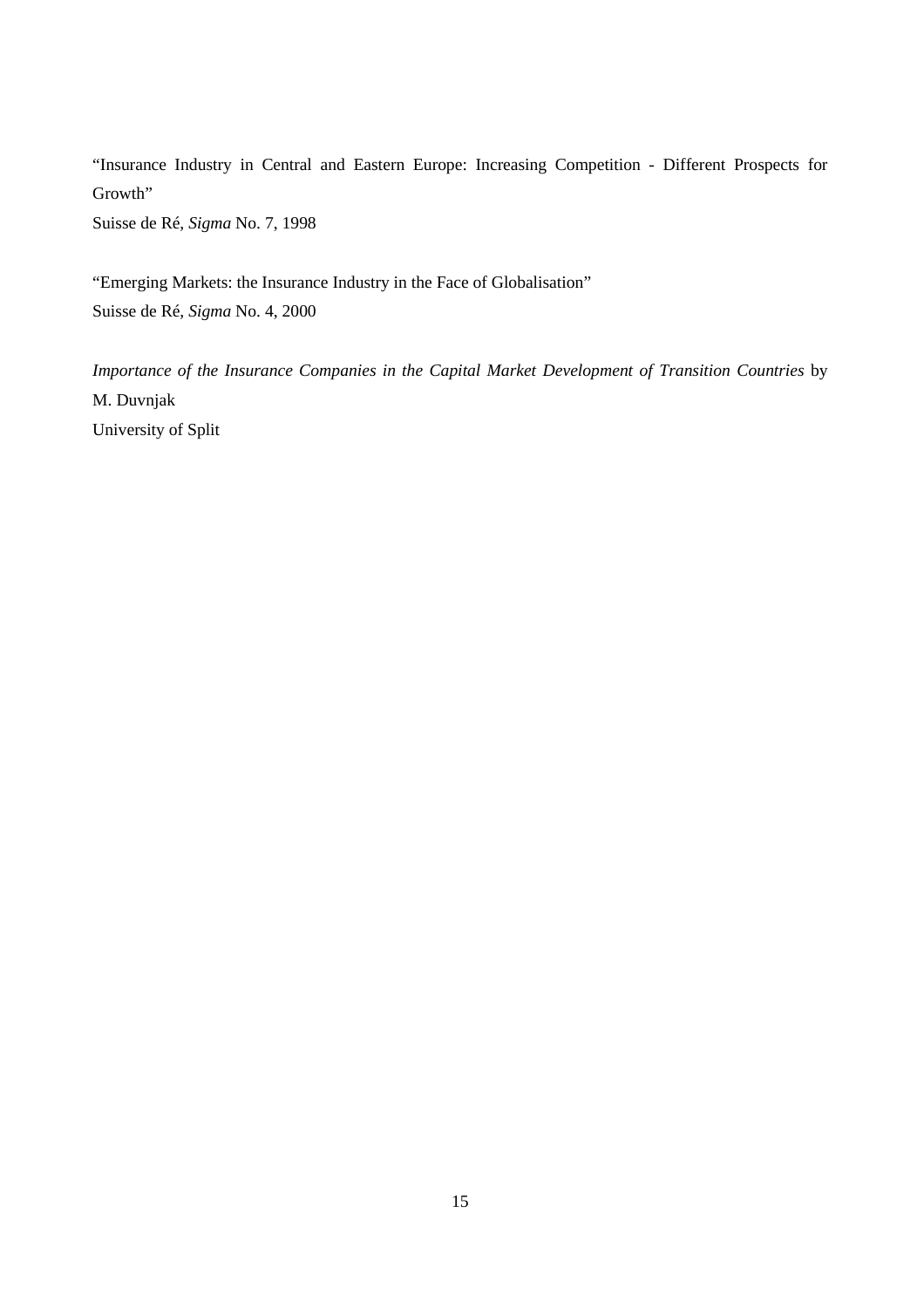"Insurance Industry in Central and Eastern Europe: Increasing Competition - Different Prospects for Growth"
Suisse de Ré, *Sigma* No. 7, 1998

"Emerging Markets: the Insurance Industry in the Face of Globalisation"
Suisse de Ré, *Sigma* No. 4, 2000

*Importance of the Insurance Companies in the Capital Market Development of Transition Countries* by M. Duvnjak
University of Split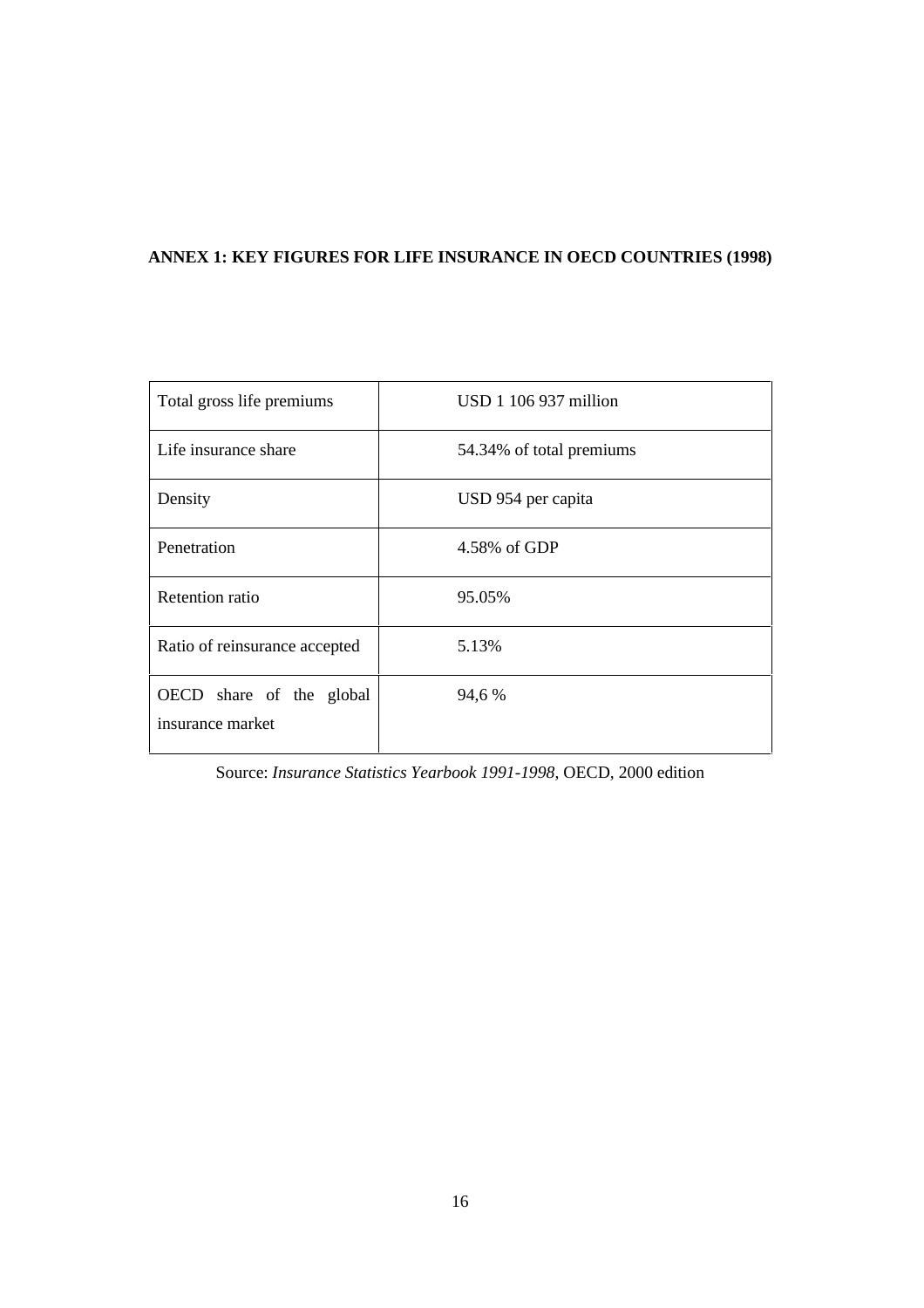## ANNEX 1: KEY FIGURES FOR LIFE INSURANCE IN OECD COUNTRIES (1998)

| | |
|---|---|
| Total gross life premiums | USD 1 106 937 million |
| Life insurance share | 54.34% of total premiums |
| Density | USD 954 per capita |
| Penetration | 4.58% of GDP |
| Retention ratio | 95.05% |
| Ratio of reinsurance accepted | 5.13% |
| OECD share of the global insurance market | 94,6 % |

Source: *Insurance Statistics Yearbook 1991-1998*, OECD, 2000 edition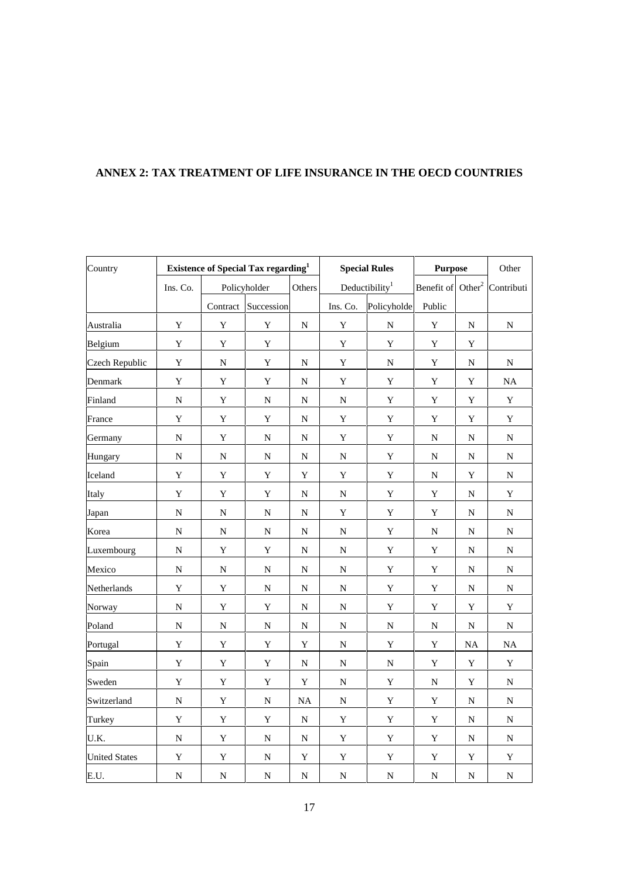## ANNEX 2: TAX TREATMENT OF LIFE INSURANCE IN THE OECD COUNTRIES

| Country | Existence of Special Tax regarding[1] | | | | Special Rules | | Purpose | | Other |
|---|---|---|---|---|---|---|---|---|---|
| | Ins. Co. | Policyholder | | Others | Deductibility[1] | | Benefit of | Other[2] | Contributi |
| | | Contract | Succession | | Ins. Co. | Policyholde | Public | | |
| Australia | Y | Y | Y | N | Y | N | Y | N | N |
| Belgium | Y | Y | Y | | Y | Y | Y | Y | |
| Czech Republic | Y | N | Y | N | Y | N | Y | N | N |
| Denmark | Y | Y | Y | N | Y | Y | Y | Y | NA |
| Finland | N | Y | N | N | N | Y | Y | Y | Y |
| France | Y | Y | Y | N | Y | Y | Y | Y | Y |
| Germany | N | Y | N | N | Y | Y | N | N | N |
| Hungary | N | N | N | N | N | Y | N | N | N |
| Iceland | Y | Y | Y | Y | Y | Y | N | Y | N |
| Italy | Y | Y | Y | N | N | Y | Y | N | Y |
| Japan | N | N | N | N | Y | Y | Y | N | N |
| Korea | N | N | N | N | N | Y | N | N | N |
| Luxembourg | N | Y | Y | N | N | Y | Y | N | N |
| Mexico | N | N | N | N | N | Y | Y | N | N |
| Netherlands | Y | Y | N | N | N | Y | Y | N | N |
| Norway | N | Y | Y | N | N | Y | Y | Y | Y |
| Poland | N | N | N | N | N | N | N | N | N |
| Portugal | Y | Y | Y | Y | N | Y | Y | NA | NA |
| Spain | Y | Y | Y | N | N | N | Y | Y | Y |
| Sweden | Y | Y | Y | Y | N | Y | N | Y | N |
| Switzerland | N | Y | N | NA | N | Y | Y | N | N |
| Turkey | Y | Y | Y | N | Y | Y | Y | N | N |
| U.K. | N | Y | N | N | Y | Y | Y | N | N |
| United States | Y | Y | N | Y | Y | Y | Y | Y | Y |
| E.U. | N | N | N | N | N | N | N | N | N |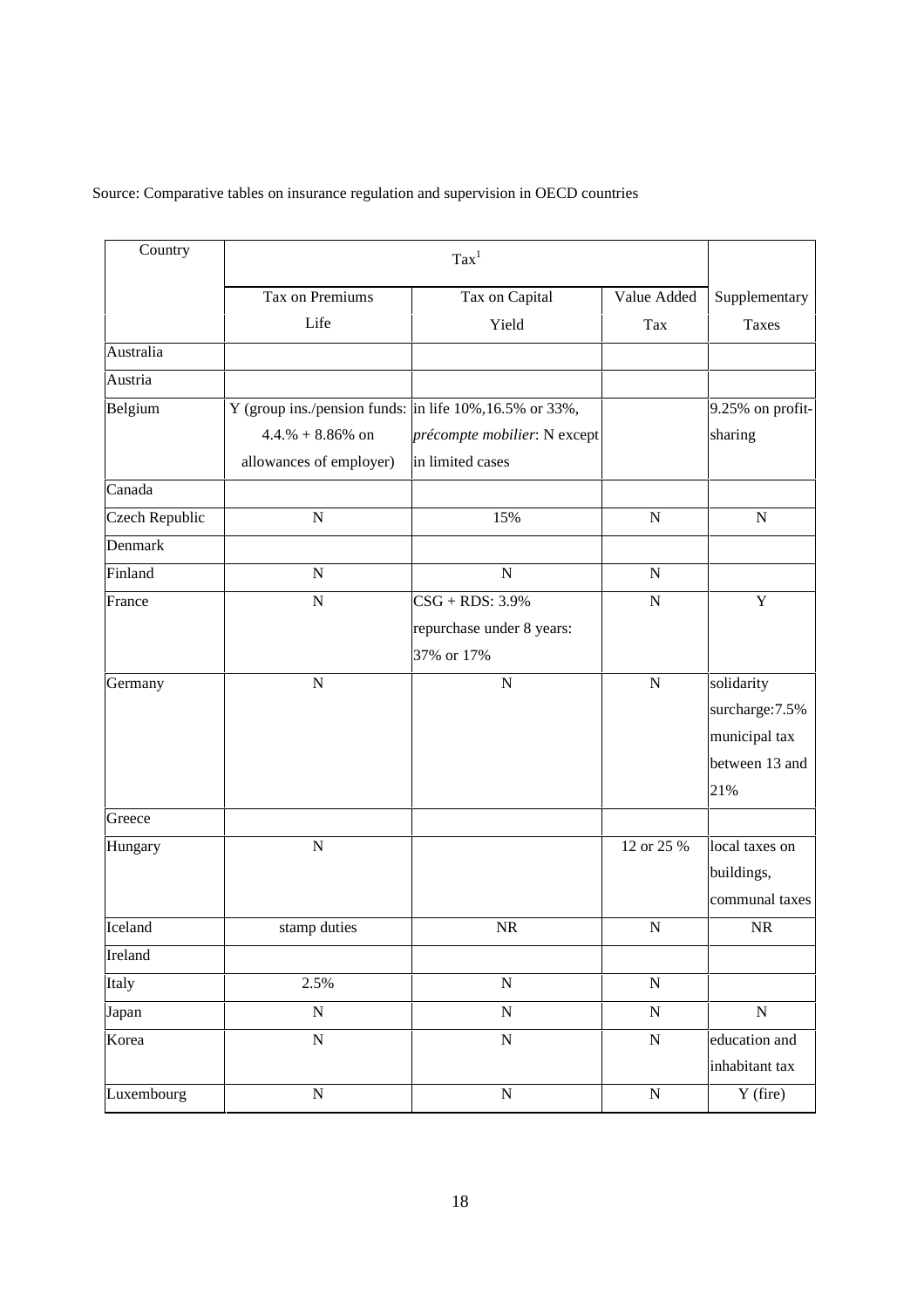Source: Comparative tables on insurance regulation and supervision in OECD countries

| Country | Tax[1] | | | |
|---|---|---|---|---|
| | Tax on Premiums Life | Tax on Capital Yield | Value Added Tax | Supplementary Taxes |
| Australia | | | | |
| Austria | | | | |
| Belgium | Y (group ins./pension funds: 4.4.% + 8.86% on allowances of employer) | in life 10%,16.5% or 33%, *précompte mobilier*: N except in limited cases | | 9.25% on profit-sharing |
| Canada | | | | |
| Czech Republic | N | 15% | N | N |
| Denmark | | | | |
| Finland | N | N | N | |
| France | N | CSG + RDS: 3.9% repurchase under 8 years: 37% or 17% | N | Y |
| Germany | N | N | N | solidarity surcharge:7.5% municipal tax between 13 and 21% |
| Greece | | | | |
| Hungary | N | | 12 or 25 % | local taxes on buildings, communal taxes |
| Iceland | stamp duties | NR | N | NR |
| Ireland | | | | |
| Italy | 2.5% | N | N | |
| Japan | N | N | N | N |
| Korea | N | N | N | education and inhabitant tax |
| Luxembourg | N | N | N | Y (fire) |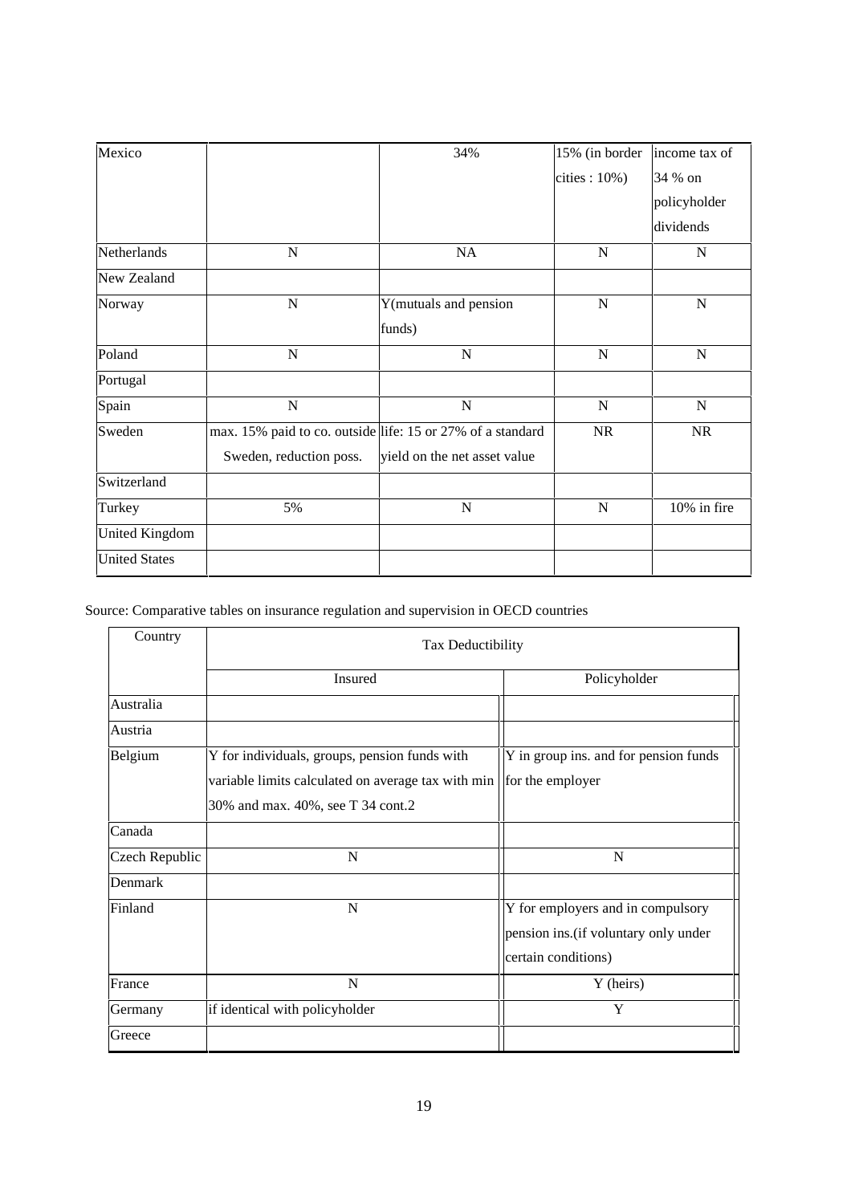| | | | | |
|---|---|---|---|---|
| Mexico | | 34% | 15% (in border cities : 10%) | income tax of 34 % on policyholder dividends |
| Netherlands | N | NA | N | N |
| New Zealand | | | | |
| Norway | N | Y(mutuals and pension funds) | N | N |
| Poland | N | N | N | N |
| Portugal | | | | |
| Spain | N | N | N | N |
| Sweden | max. 15% paid to co. outside Sweden, reduction poss. | life: 15 or 27% of a standard yield on the net asset value | NR | NR |
| Switzerland | | | | |
| Turkey | 5% | N | N | 10% in fire |
| United Kingdom | | | | |
| United States | | | | |

Source: Comparative tables on insurance regulation and supervision in OECD countries

| Country | Tax Deductibility | |
|---|---|---|
| | Insured | Policyholder |
| Australia | | |
| Austria | | |
| Belgium | Y for individuals, groups, pension funds with variable limits calculated on average tax with min 30% and max. 40%, see T 34 cont.2 | Y in group ins. and for pension funds for the employer |
| Canada | | |
| Czech Republic | N | N |
| Denmark | | |
| Finland | N | Y for employers and in compulsory pension ins.(if voluntary only under certain conditions) |
| France | N | Y (heirs) |
| Germany | if identical with policyholder | Y |
| Greece | | |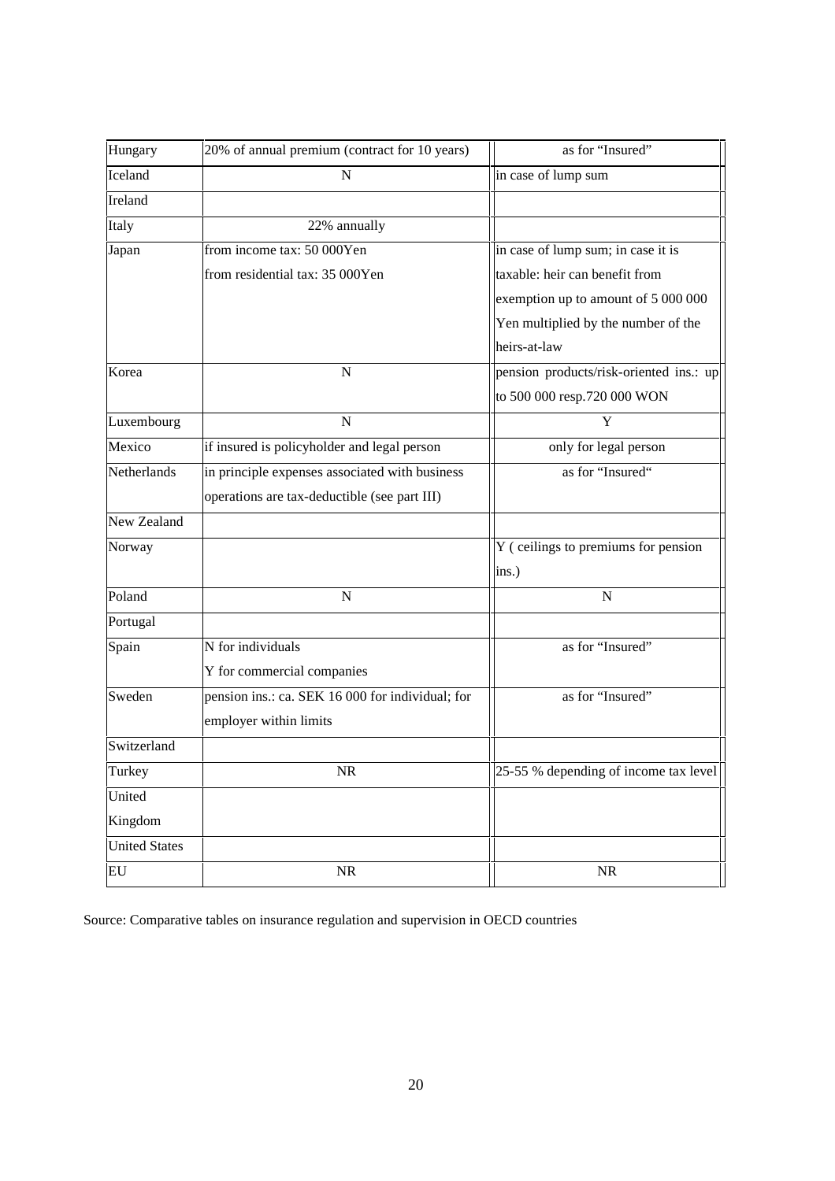| | | |
|---|---|---|
| Hungary | 20% of annual premium (contract for 10 years) | as for "Insured" |
| Iceland | N | in case of lump sum |
| Ireland | | |
| Italy | 22% annually | |
| Japan | from income tax: 50 000Yen<br>from residential tax: 35 000Yen | in case of lump sum; in case it is taxable: heir can benefit from exemption up to amount of 5 000 000 Yen multiplied by the number of the heirs-at-law |
| Korea | N | pension products/risk-oriented ins.: up to 500 000 resp.720 000 WON |
| Luxembourg | N | Y |
| Mexico | if insured is policyholder and legal person | only for legal person |
| Netherlands | in principle expenses associated with business operations are tax-deductible (see part III) | as for "Insured" |
| New Zealand | | |
| Norway | | Y ( ceilings to premiums for pension ins.) |
| Poland | N | N |
| Portugal | | |
| Spain | N for individuals<br>Y for commercial companies | as for "Insured" |
| Sweden | pension ins.: ca. SEK 16 000 for individual; for employer within limits | as for "Insured" |
| Switzerland | | |
| Turkey | NR | 25-55 % depending of income tax level |
| United Kingdom | | |
| United States | | |
| EU | NR | NR |

Source: Comparative tables on insurance regulation and supervision in OECD countries